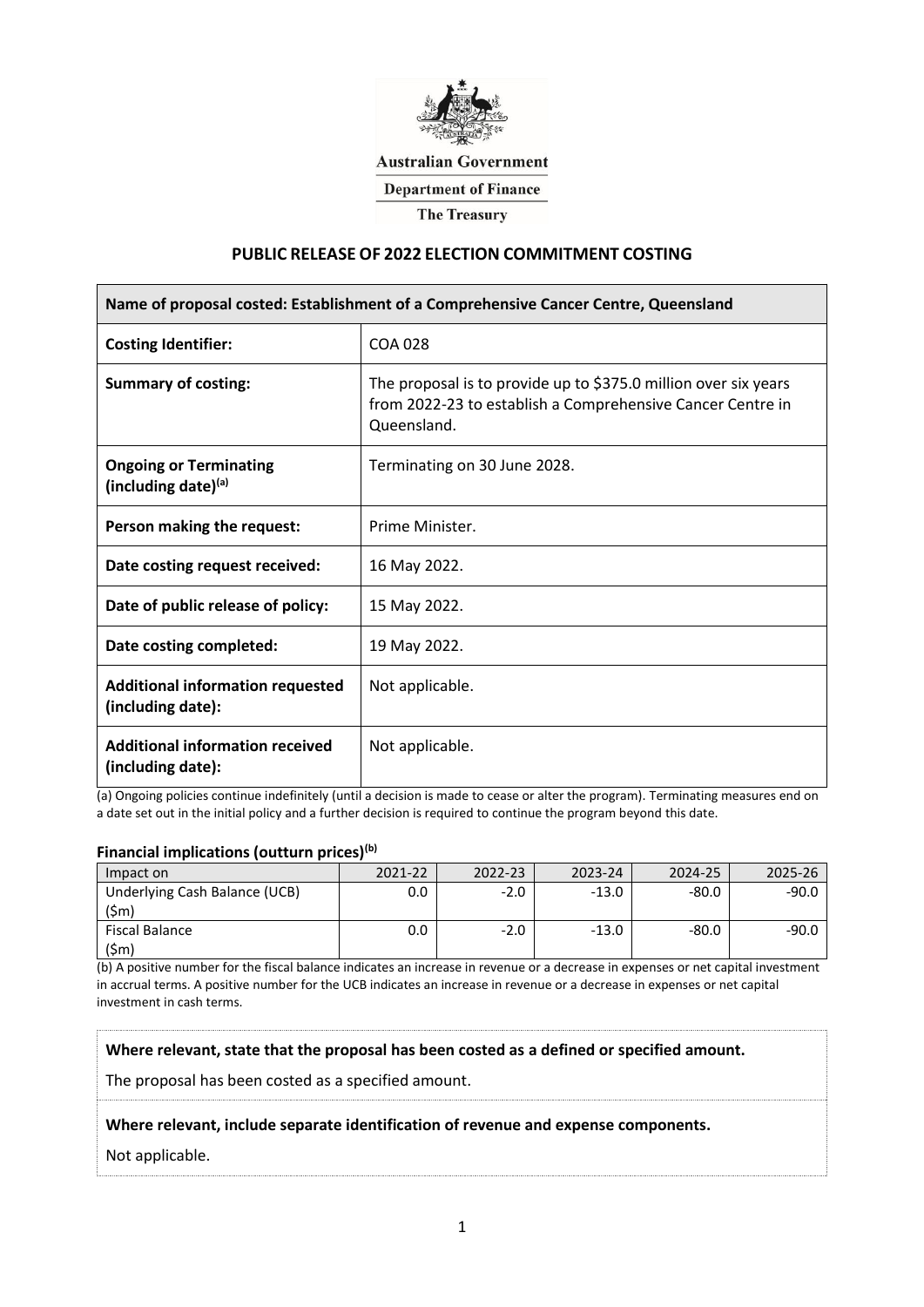Australian Government

Department of Finance

The Treasury

# PUBLIC RELEASE OF 2022 ELECTION COMMITMENT COSTING

| Name of proposal costed: Establishment of a Comprehensive Cancer Centre, Queensland | |
|---|---|
| **Costing Identifier:** | COA 028 |
| **Summary of costing:** | The proposal is to provide up to $375.0 million over six years from 2022-23 to establish a Comprehensive Cancer Centre in Queensland. |
| **Ongoing or Terminating (including date)[(a)]** | Terminating on 30 June 2028. |
| **Person making the request:** | Prime Minister. |
| **Date costing request received:** | 16 May 2022. |
| **Date of public release of policy:** | 15 May 2022. |
| **Date costing completed:** | 19 May 2022. |
| **Additional information requested (including date):** | Not applicable. |
| **Additional information received (including date):** | Not applicable. |

(a) Ongoing policies continue indefinitely (until a decision is made to cease or alter the program). Terminating measures end on a date set out in the initial policy and a further decision is required to continue the program beyond this date.

### Financial implications (outturn prices)[(b)]

| Impact on | 2021-22 | 2022-23 | 2023-24 | 2024-25 | 2025-26 |
|---|---|---|---|---|---|
| Underlying Cash Balance (UCB) ($m) | 0.0 | -2.0 | -13.0 | -80.0 | -90.0 |
| Fiscal Balance ($m) | 0.0 | -2.0 | -13.0 | -80.0 | -90.0 |

(b) A positive number for the fiscal balance indicates an increase in revenue or a decrease in expenses or net capital investment in accrual terms. A positive number for the UCB indicates an increase in revenue or a decrease in expenses or net capital investment in cash terms.

**Where relevant, state that the proposal has been costed as a defined or specified amount.**

The proposal has been costed as a specified amount.

**Where relevant, include separate identification of revenue and expense components.**

Not applicable.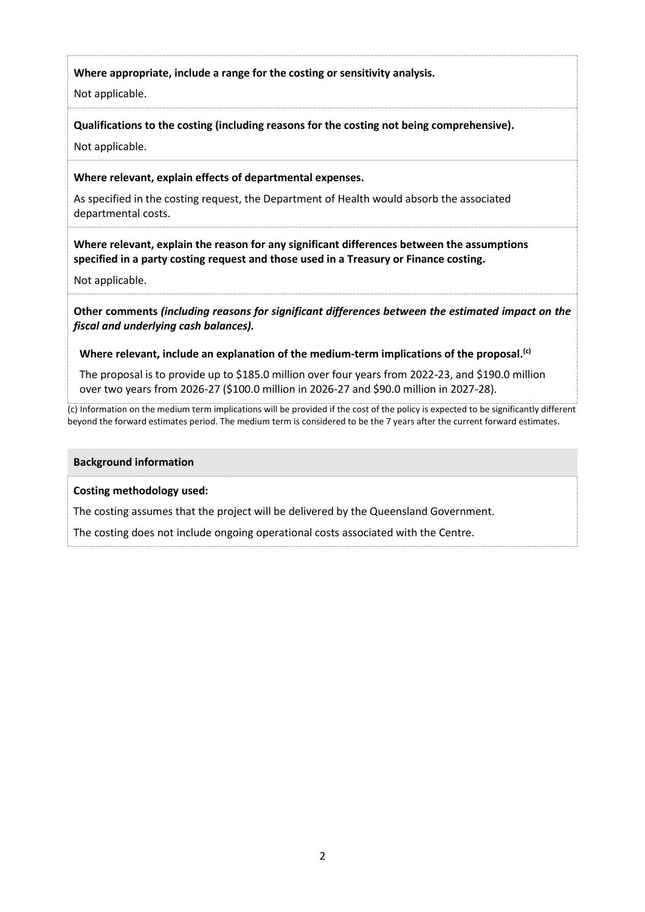**Where appropriate, include a range for the costing or sensitivity analysis.**

Not applicable.

**Qualifications to the costing (including reasons for the costing not being comprehensive).**

Not applicable.

**Where relevant, explain effects of departmental expenses.**

As specified in the costing request, the Department of Health would absorb the associated departmental costs.

**Where relevant, explain the reason for any significant differences between the assumptions specified in a party costing request and those used in a Treasury or Finance costing.**

Not applicable.

**Other comments *(including reasons for significant differences between the estimated impact on the fiscal and underlying cash balances).***

**Where relevant, include an explanation of the medium-term implications of the proposal.[(c)]**

The proposal is to provide up to $185.0 million over four years from 2022-23, and $190.0 million over two years from 2026-27 ($100.0 million in 2026-27 and $90.0 million in 2027-28).

(c) Information on the medium term implications will be provided if the cost of the policy is expected to be significantly different beyond the forward estimates period. The medium term is considered to be the 7 years after the current forward estimates.

**Background information**

**Costing methodology used:**

The costing assumes that the project will be delivered by the Queensland Government.

The costing does not include ongoing operational costs associated with the Centre.